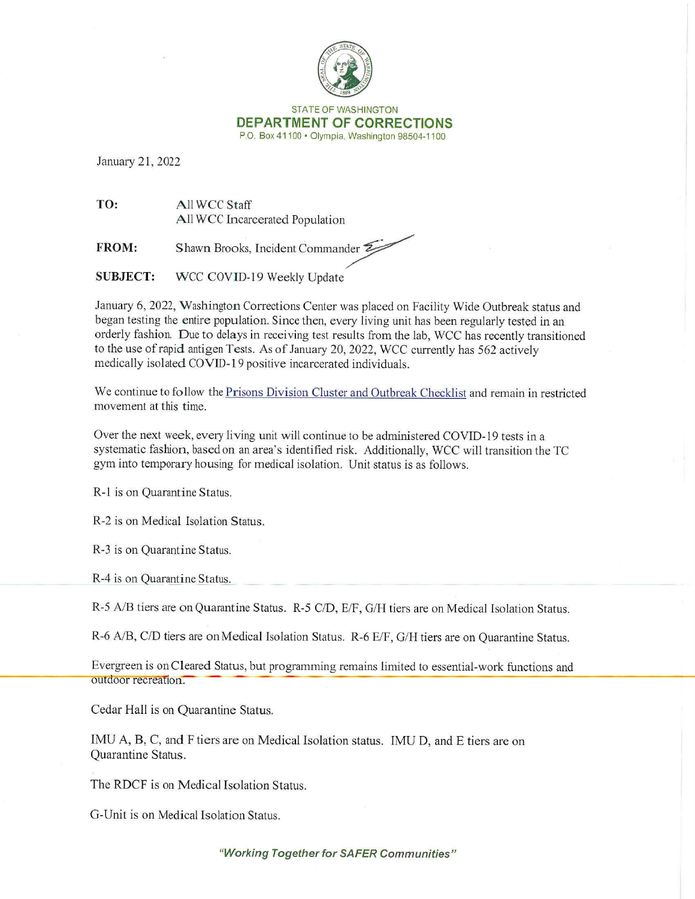STATE OF WASHINGTON
**DEPARTMENT OF CORRECTIONS**
P.O. Box 41100 • Olympia, Washington 98504-1100

January 21, 2022

**TO:** All WCC Staff
All WCC Incarcerated Population

**FROM:** Shawn Brooks, Incident Commander

**SUBJECT:** WCC COVID-19 Weekly Update

January 6, 2022, Washington Corrections Center was placed on Facility Wide Outbreak status and began testing the entire population. Since then, every living unit has been regularly tested in an orderly fashion. Due to delays in receiving test results from the lab, WCC has recently transitioned to the use of rapid antigen Tests. As of January 20, 2022, WCC currently has 562 actively medically isolated COVID-19 positive incarcerated individuals.

We continue to follow the Prisons Division Cluster and Outbreak Checklist and remain in restricted movement at this time.

Over the next week, every living unit will continue to be administered COVID-19 tests in a systematic fashion, based on an area's identified risk. Additionally, WCC will transition the TC gym into temporary housing for medical isolation. Unit status is as follows.

R-1 is on Quarantine Status.

R-2 is on Medical Isolation Status.

R-3 is on Quarantine Status.

R-4 is on Quarantine Status.

R-5 A/B tiers are on Quarantine Status. R-5 C/D, E/F, G/H tiers are on Medical Isolation Status.

R-6 A/B, C/D tiers are on Medical Isolation Status. R-6 E/F, G/H tiers are on Quarantine Status.

Evergreen is on Cleared Status, but programming remains limited to essential-work functions and outdoor recreation.

Cedar Hall is on Quarantine Status.

IMU A, B, C, and F tiers are on Medical Isolation status. IMU D, and E tiers are on Quarantine Status.

The RDCF is on Medical Isolation Status.

G-Unit is on Medical Isolation Status.

*"Working Together for SAFER Communities"*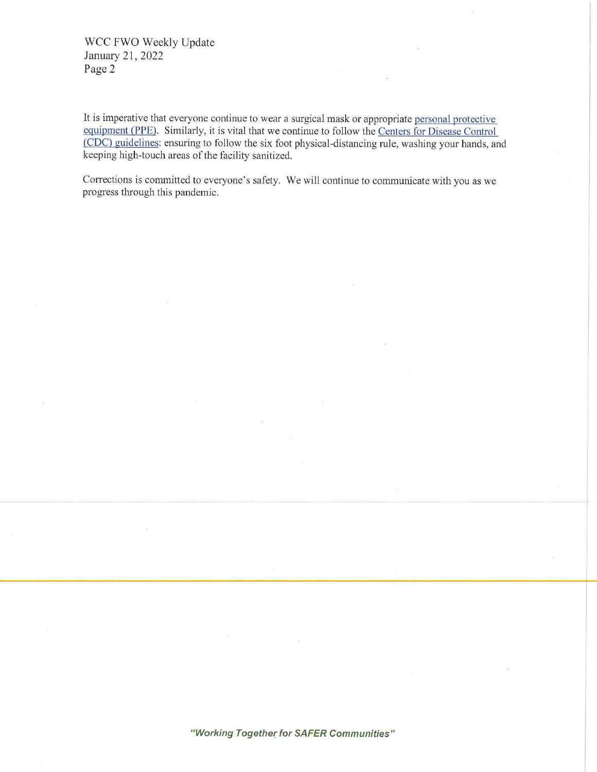It is imperative that everyone continue to wear a surgical mask or appropriate personal protective equipment (PPE). Similarly, it is vital that we continue to follow the Centers for Disease Control (CDC) guidelines: ensuring to follow the six foot physical-distancing rule, washing your hands, and keeping high-touch areas of the facility sanitized.

Corrections is committed to everyone's safety. We will continue to communicate with you as we progress through this pandemic.